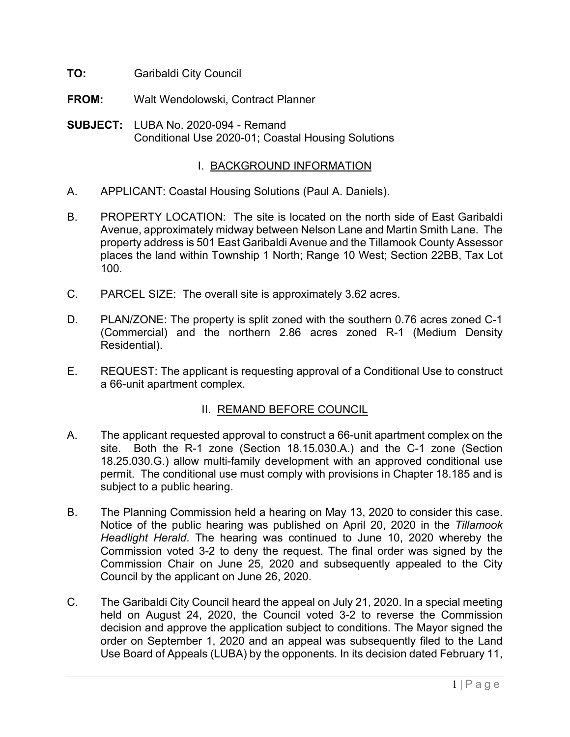**TO:** Garibaldi City Council

**FROM:** Walt Wendolowski, Contract Planner

**SUBJECT:** LUBA No. 2020-094 - Remand
Conditional Use 2020-01; Coastal Housing Solutions

## I. BACKGROUND INFORMATION

A. APPLICANT: Coastal Housing Solutions (Paul A. Daniels).

B. PROPERTY LOCATION: The site is located on the north side of East Garibaldi Avenue, approximately midway between Nelson Lane and Martin Smith Lane. The property address is 501 East Garibaldi Avenue and the Tillamook County Assessor places the land within Township 1 North; Range 10 West; Section 22BB, Tax Lot 100.

C. PARCEL SIZE: The overall site is approximately 3.62 acres.

D. PLAN/ZONE: The property is split zoned with the southern 0.76 acres zoned C-1 (Commercial) and the northern 2.86 acres zoned R-1 (Medium Density Residential).

E. REQUEST: The applicant is requesting approval of a Conditional Use to construct a 66-unit apartment complex.

## II. REMAND BEFORE COUNCIL

A. The applicant requested approval to construct a 66-unit apartment complex on the site. Both the R-1 zone (Section 18.15.030.A.) and the C-1 zone (Section 18.25.030.G.) allow multi-family development with an approved conditional use permit. The conditional use must comply with provisions in Chapter 18.185 and is subject to a public hearing.

B. The Planning Commission held a hearing on May 13, 2020 to consider this case. Notice of the public hearing was published on April 20, 2020 in the *Tillamook Headlight Herald*. The hearing was continued to June 10, 2020 whereby the Commission voted 3-2 to deny the request. The final order was signed by the Commission Chair on June 25, 2020 and subsequently appealed to the City Council by the applicant on June 26, 2020.

C. The Garibaldi City Council heard the appeal on July 21, 2020. In a special meeting held on August 24, 2020, the Council voted 3-2 to reverse the Commission decision and approve the application subject to conditions. The Mayor signed the order on September 1, 2020 and an appeal was subsequently filed to the Land Use Board of Appeals (LUBA) by the opponents. In its decision dated February 11,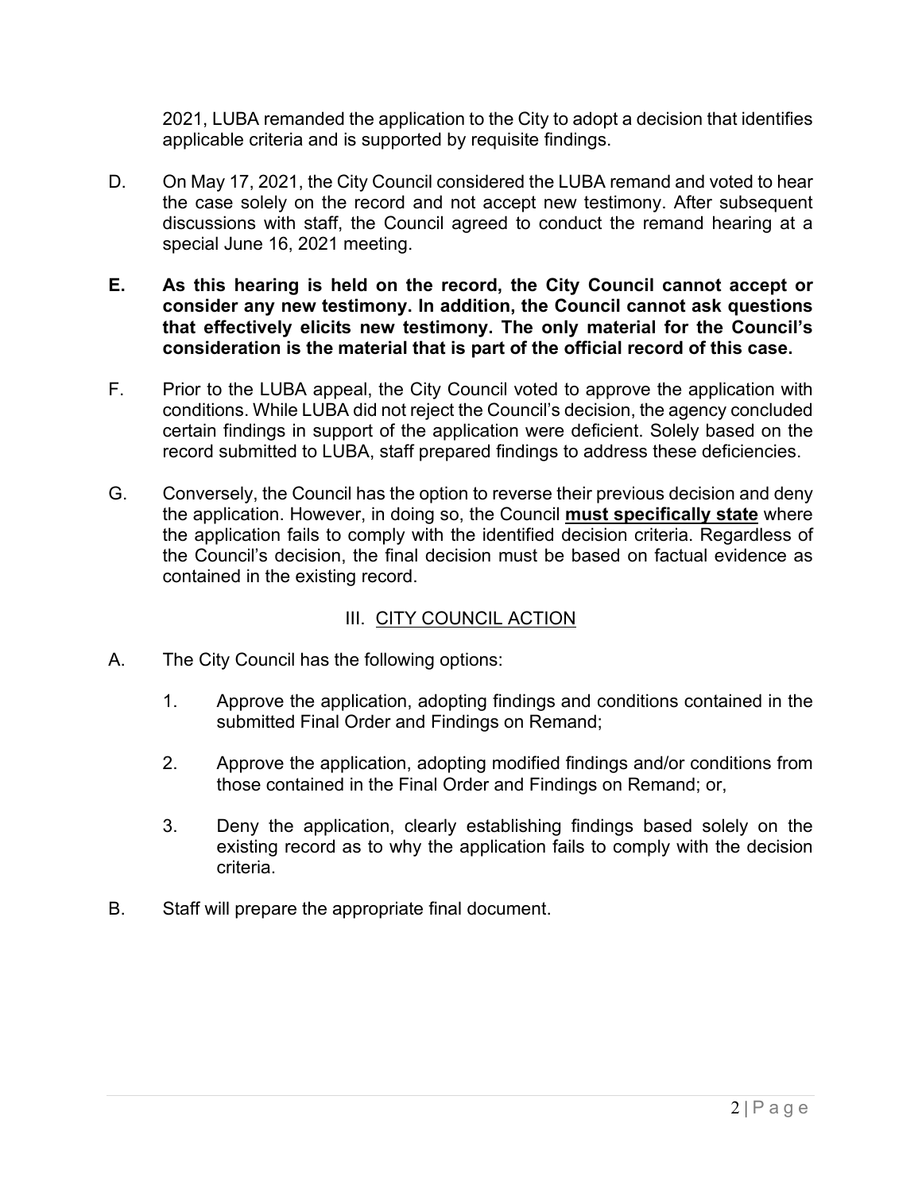2021, LUBA remanded the application to the City to adopt a decision that identifies applicable criteria and is supported by requisite findings.

D. On May 17, 2021, the City Council considered the LUBA remand and voted to hear the case solely on the record and not accept new testimony. After subsequent discussions with staff, the Council agreed to conduct the remand hearing at a special June 16, 2021 meeting.

**E. As this hearing is held on the record, the City Council cannot accept or consider any new testimony. In addition, the Council cannot ask questions that effectively elicits new testimony. The only material for the Council's consideration is the material that is part of the official record of this case.**

F. Prior to the LUBA appeal, the City Council voted to approve the application with conditions. While LUBA did not reject the Council's decision, the agency concluded certain findings in support of the application were deficient. Solely based on the record submitted to LUBA, staff prepared findings to address these deficiencies.

G. Conversely, the Council has the option to reverse their previous decision and deny the application. However, in doing so, the Council <u>**must specifically state**</u> where the application fails to comply with the identified decision criteria. Regardless of the Council's decision, the final decision must be based on factual evidence as contained in the existing record.

## III. <u>CITY COUNCIL ACTION</u>

A. The City Council has the following options:

1. Approve the application, adopting findings and conditions contained in the submitted Final Order and Findings on Remand;

2. Approve the application, adopting modified findings and/or conditions from those contained in the Final Order and Findings on Remand; or,

3. Deny the application, clearly establishing findings based solely on the existing record as to why the application fails to comply with the decision criteria.

B. Staff will prepare the appropriate final document.